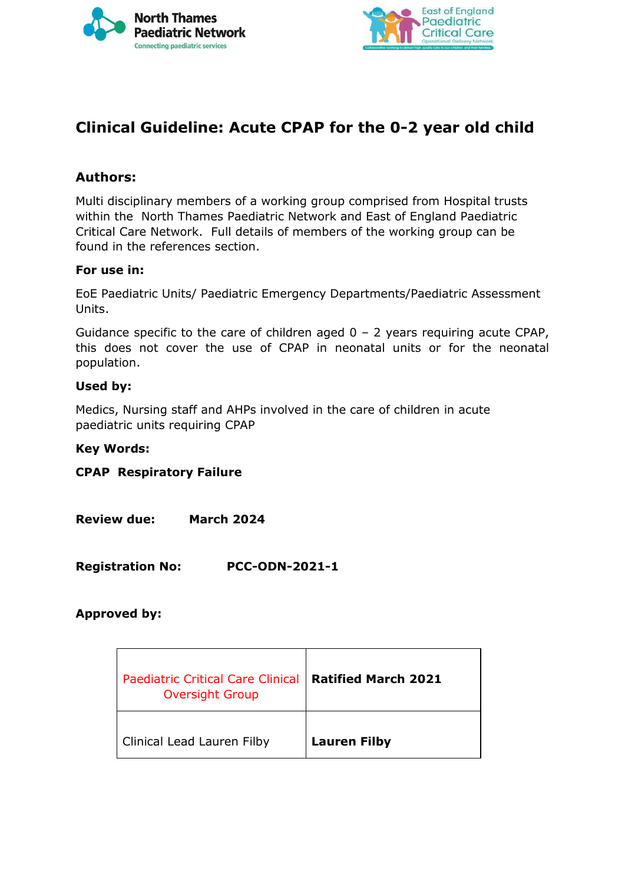North Thames Paediatric Network
Connecting paediatric services

East of England Paediatric Critical Care Operational Delivery Network

# Clinical Guideline: Acute CPAP for the 0-2 year old child

## Authors:

Multi disciplinary members of a working group comprised from Hospital trusts within the North Thames Paediatric Network and East of England Paediatric Critical Care Network. Full details of members of the working group can be found in the references section.

**For use in:**

EoE Paediatric Units/ Paediatric Emergency Departments/Paediatric Assessment Units.

Guidance specific to the care of children aged 0 – 2 years requiring acute CPAP, this does not cover the use of CPAP in neonatal units or for the neonatal population.

**Used by:**

Medics, Nursing staff and AHPs involved in the care of children in acute paediatric units requiring CPAP

**Key Words:**

**CPAP Respiratory Failure**

**Review due:** **March 2024**

**Registration No:** **PCC-ODN-2021-1**

**Approved by:**

| | |
|---|---|
| Paediatric Critical Care Clinical Oversight Group | **Ratified March 2021** |
| Clinical Lead Lauren Filby | **Lauren Filby** |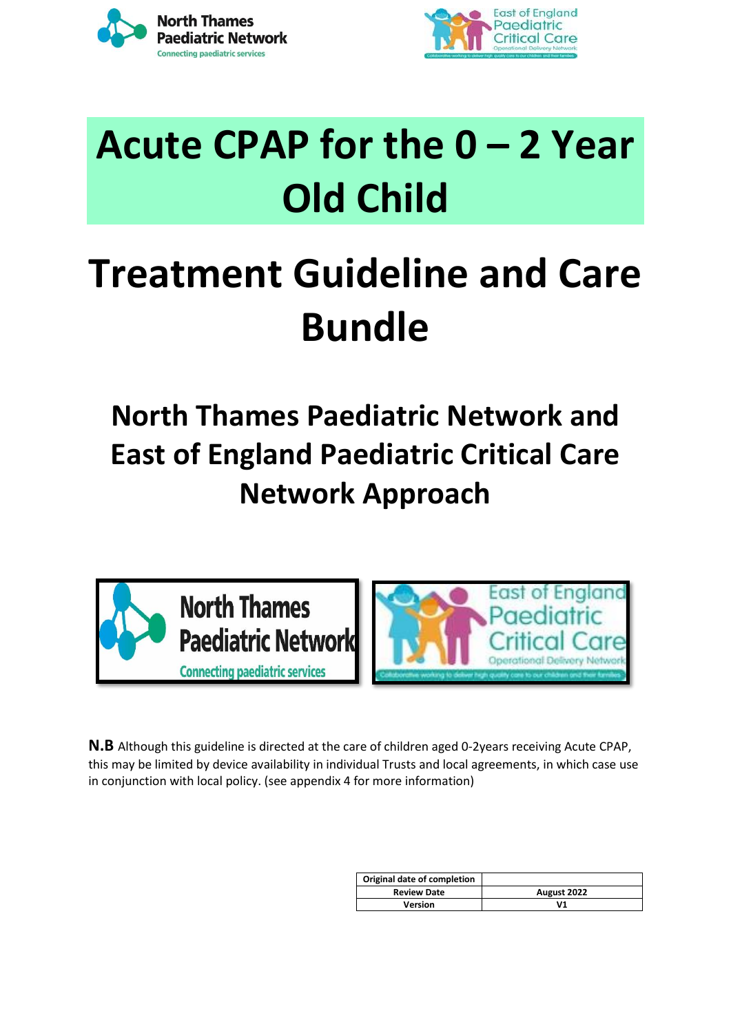# Acute CPAP for the 0 – 2 Year Old Child

# Treatment Guideline and Care Bundle

## North Thames Paediatric Network and East of England Paediatric Critical Care Network Approach

**N.B** Although this guideline is directed at the care of children aged 0-2years receiving Acute CPAP, this may be limited by device availability in individual Trusts and local agreements, in which case use in conjunction with local policy. (see appendix 4 for more information)

| | |
|---|---|
| **Original date of completion** | |
| **Review Date** | **August 2022** |
| **Version** | **V1** |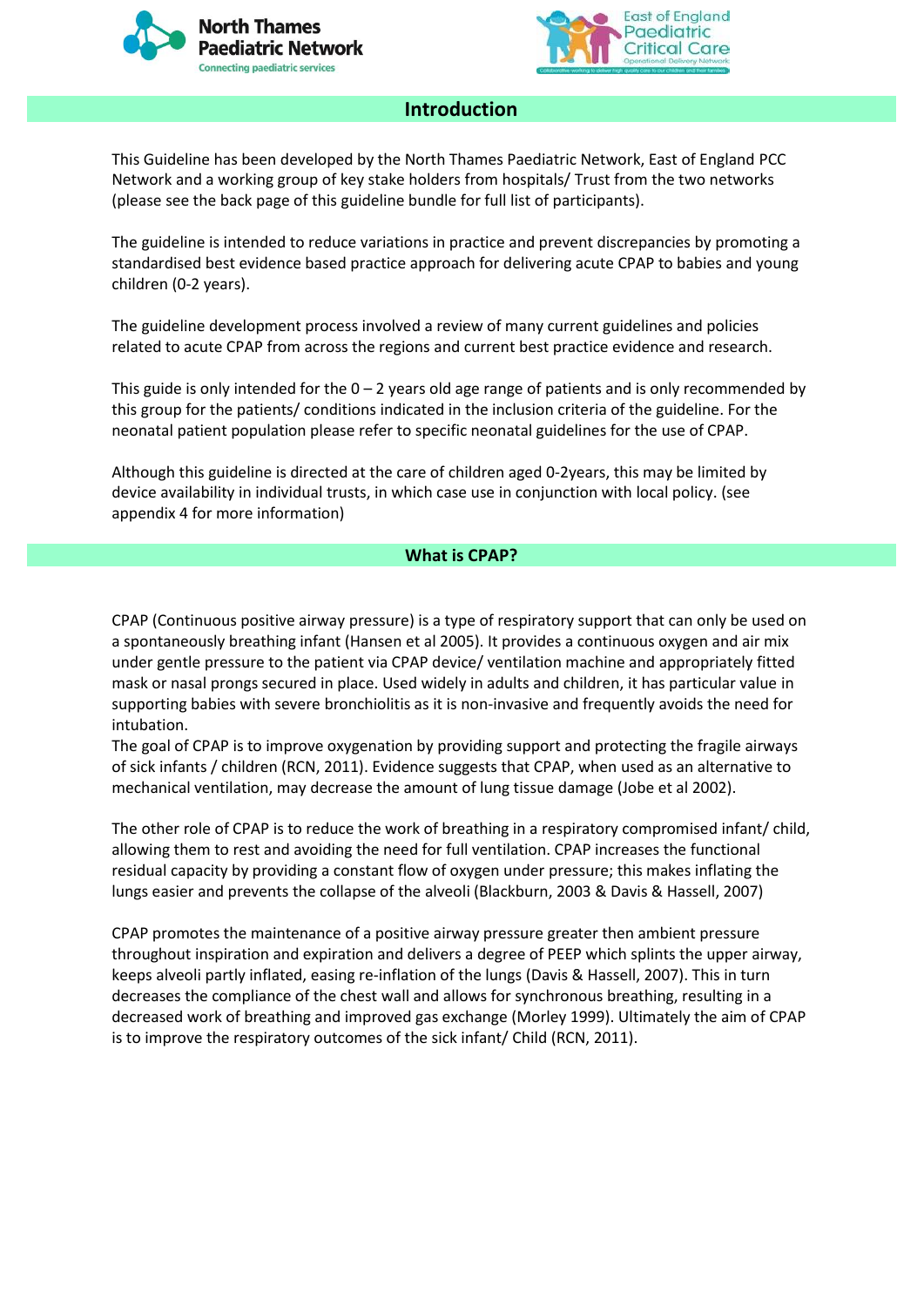## Introduction

This Guideline has been developed by the North Thames Paediatric Network, East of England PCC Network and a working group of key stake holders from hospitals/ Trust from the two networks (please see the back page of this guideline bundle for full list of participants).

The guideline is intended to reduce variations in practice and prevent discrepancies by promoting a standardised best evidence based practice approach for delivering acute CPAP to babies and young children (0-2 years).

The guideline development process involved a review of many current guidelines and policies related to acute CPAP from across the regions and current best practice evidence and research.

This guide is only intended for the 0 – 2 years old age range of patients and is only recommended by this group for the patients/ conditions indicated in the inclusion criteria of the guideline. For the neonatal patient population please refer to specific neonatal guidelines for the use of CPAP.

Although this guideline is directed at the care of children aged 0-2years, this may be limited by device availability in individual trusts, in which case use in conjunction with local policy. (see appendix 4 for more information)

## What is CPAP?

CPAP (Continuous positive airway pressure) is a type of respiratory support that can only be used on a spontaneously breathing infant (Hansen et al 2005). It provides a continuous oxygen and air mix under gentle pressure to the patient via CPAP device/ ventilation machine and appropriately fitted mask or nasal prongs secured in place. Used widely in adults and children, it has particular value in supporting babies with severe bronchiolitis as it is non-invasive and frequently avoids the need for intubation.
The goal of CPAP is to improve oxygenation by providing support and protecting the fragile airways of sick infants / children (RCN, 2011). Evidence suggests that CPAP, when used as an alternative to mechanical ventilation, may decrease the amount of lung tissue damage (Jobe et al 2002).

The other role of CPAP is to reduce the work of breathing in a respiratory compromised infant/ child, allowing them to rest and avoiding the need for full ventilation. CPAP increases the functional residual capacity by providing a constant flow of oxygen under pressure; this makes inflating the lungs easier and prevents the collapse of the alveoli (Blackburn, 2003 & Davis & Hassell, 2007)

CPAP promotes the maintenance of a positive airway pressure greater then ambient pressure throughout inspiration and expiration and delivers a degree of PEEP which splints the upper airway, keeps alveoli partly inflated, easing re-inflation of the lungs (Davis & Hassell, 2007). This in turn decreases the compliance of the chest wall and allows for synchronous breathing, resulting in a decreased work of breathing and improved gas exchange (Morley 1999). Ultimately the aim of CPAP is to improve the respiratory outcomes of the sick infant/ Child (RCN, 2011).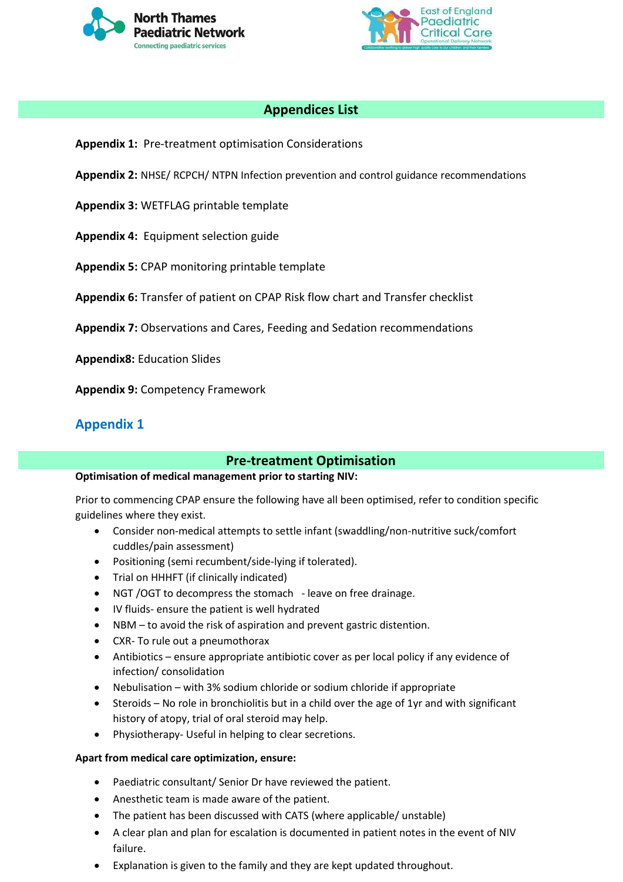## Appendices List

**Appendix 1:** Pre-treatment optimisation Considerations

**Appendix 2:** NHSE/ RCPCH/ NTPN Infection prevention and control guidance recommendations

**Appendix 3:** WETFLAG printable template

**Appendix 4:** Equipment selection guide

**Appendix 5:** CPAP monitoring printable template

**Appendix 6:** Transfer of patient on CPAP Risk flow chart and Transfer checklist

**Appendix 7:** Observations and Cares, Feeding and Sedation recommendations

**Appendix8:** Education Slides

**Appendix 9:** Competency Framework

# Appendix 1

## Pre-treatment Optimisation

**Optimisation of medical management prior to starting NIV:**

Prior to commencing CPAP ensure the following have all been optimised, refer to condition specific guidelines where they exist.

- Consider non-medical attempts to settle infant (swaddling/non-nutritive suck/comfort cuddles/pain assessment)
- Positioning (semi recumbent/side-lying if tolerated).
- Trial on HHHFT (if clinically indicated)
- NGT /OGT to decompress the stomach - leave on free drainage.
- IV fluids- ensure the patient is well hydrated
- NBM – to avoid the risk of aspiration and prevent gastric distention.
- CXR- To rule out a pneumothorax
- Antibiotics – ensure appropriate antibiotic cover as per local policy if any evidence of infection/ consolidation
- Nebulisation – with 3% sodium chloride or sodium chloride if appropriate
- Steroids – No role in bronchiolitis but in a child over the age of 1yr and with significant history of atopy, trial of oral steroid may help.
- Physiotherapy- Useful in helping to clear secretions.

**Apart from medical care optimization, ensure:**

- Paediatric consultant/ Senior Dr have reviewed the patient.
- Anesthetic team is made aware of the patient.
- The patient has been discussed with CATS (where applicable/ unstable)
- A clear plan and plan for escalation is documented in patient notes in the event of NIV failure.
- Explanation is given to the family and they are kept updated throughout.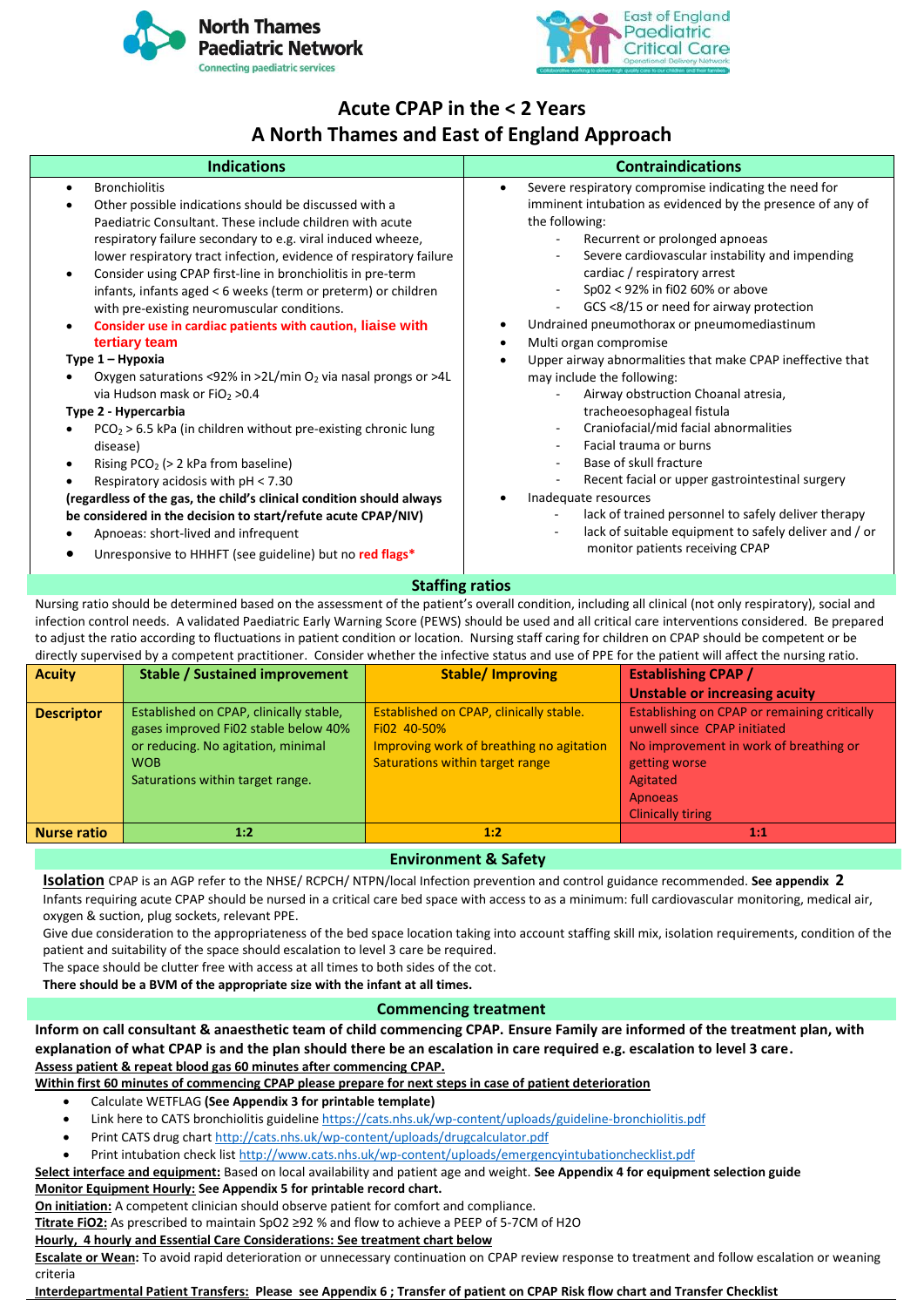North Thames Paediatric Network
Connecting paediatric services

East of England Paediatric Critical Care Operational Delivery Network

# Acute CPAP in the < 2 Years
## A North Thames and East of England Approach

| Indications | Contraindications |
|---|---|
| • Bronchiolitis<br>• Other possible indications should be discussed with a Paediatric Consultant. These include children with acute respiratory failure secondary to e.g. viral induced wheeze, lower respiratory tract infection, evidence of respiratory failure<br>• Consider using CPAP first-line in bronchiolitis in pre-term infants, infants aged < 6 weeks (term or preterm) or children with pre-existing neuromuscular conditions.<br>• **Consider use in cardiac patients with caution, liaise with tertiary team**<br>**Type 1 – Hypoxia**<br>• Oxygen saturations <92% in >2L/min $O_2$ via nasal prongs or >4L via Hudson mask or $FiO_2$ >0.4<br>**Type 2 - Hypercarbia**<br>• $PCO_2$ > 6.5 kPa (in children without pre-existing chronic lung disease)<br>• Rising $PCO_2$ (> 2 kPa from baseline)<br>• Respiratory acidosis with pH < 7.30<br>**(regardless of the gas, the child's clinical condition should always be considered in the decision to start/refute acute CPAP/NIV)**<br>• Apnoeas: short-lived and infrequent<br>• Unresponsive to HHHFT (see guideline) but no **red flags***| • Severe respiratory compromise indicating the need for imminent intubation as evidenced by the presence of any of the following:<br>- Recurrent or prolonged apnoeas<br>- Severe cardiovascular instability and impending cardiac / respiratory arrest<br>- Sp02 < 92% in fi02 60% or above<br>- GCS <8/15 or need for airway protection<br>• Undrained pneumothorax or pneumomediastinum<br>• Multi organ compromise<br>• Upper airway abnormalities that make CPAP ineffective that may include the following:<br>- Airway obstruction Choanal atresia, tracheoesophageal fistula<br>- Craniofacial/mid facial abnormalities<br>- Facial trauma or burns<br>- Base of skull fracture<br>- Recent facial or upper gastrointestinal surgery<br>• Inadequate resources<br>- lack of trained personnel to safely deliver therapy<br>- lack of suitable equipment to safely deliver and / or monitor patients receiving CPAP |

## Staffing ratios

Nursing ratio should be determined based on the assessment of the patient's overall condition, including all clinical (not only respiratory), social and infection control needs. A validated Paediatric Early Warning Score (PEWS) should be used and all critical care interventions considered. Be prepared to adjust the ratio according to fluctuations in patient condition or location. Nursing staff caring for children on CPAP should be competent or be directly supervised by a competent practitioner. Consider whether the infective status and use of PPE for the patient will affect the nursing ratio.

| Acuity | Stable / Sustained improvement | Stable/ Improving | Establishing CPAP / Unstable or increasing acuity |
|---|---|---|---|
| **Descriptor** | Established on CPAP, clinically stable, gases improved Fi02 stable below 40% or reducing. No agitation, minimal WOB<br>Saturations within target range. | Established on CPAP, clinically stable.<br>Fi02 40-50%<br>Improving work of breathing no agitation<br>Saturations within target range | Establishing on CPAP or remaining critically unwell since CPAP initiated<br>No improvement in work of breathing or getting worse<br>Agitated<br>Apnoeas<br>Clinically tiring |
| **Nurse ratio** | 1:2 | 1:2 | 1:1 |

## Environment & Safety

**Isolation** CPAP is an AGP refer to the NHSE/ RCPCH/ NTPN/local Infection prevention and control guidance recommended. **See appendix 2**

Infants requiring acute CPAP should be nursed in a critical care bed space with access to as a minimum: full cardiovascular monitoring, medical air, oxygen & suction, plug sockets, relevant PPE.

Give due consideration to the appropriateness of the bed space location taking into account staffing skill mix, isolation requirements, condition of the patient and suitability of the space should escalation to level 3 care be required.

The space should be clutter free with access at all times to both sides of the cot.

**There should be a BVM of the appropriate size with the infant at all times.**

## Commencing treatment

**Inform on call consultant & anaesthetic team of child commencing CPAP. Ensure Family are informed of the treatment plan, with explanation of what CPAP is and the plan should there be an escalation in care required e.g. escalation to level 3 care.**

**Assess patient & repeat blood gas 60 minutes after commencing CPAP.**

**Within first 60 minutes of commencing CPAP please prepare for next steps in case of patient deterioration**

- Calculate WETFLAG **(See Appendix 3 for printable template)**
- Link here to CATS bronchiolitis guideline https://cats.nhs.uk/wp-content/uploads/guideline-bronchiolitis.pdf
- Print CATS drug chart http://cats.nhs.uk/wp-content/uploads/drugcalculator.pdf
- Print intubation check list http://www.cats.nhs.uk/wp-content/uploads/emergencyintubationchecklist.pdf

**Select interface and equipment:** Based on local availability and patient age and weight. **See Appendix 4 for equipment selection guide**

**Monitor Equipment Hourly: See Appendix 5 for printable record chart.**

**On initiation:** A competent clinician should observe patient for comfort and compliance.

**Titrate FiO2:** As prescribed to maintain SpO2 ≥92 % and flow to achieve a PEEP of 5-7CM of H2O

**Hourly, 4 hourly and Essential Care Considerations: See treatment chart below**

**Escalate or Wean:** To avoid rapid deterioration or unnecessary continuation on CPAP review response to treatment and follow escalation or weaning criteria

**Interdepartmental Patient Transfers: Please see Appendix 6 ; Transfer of patient on CPAP Risk flow chart and Transfer Checklist**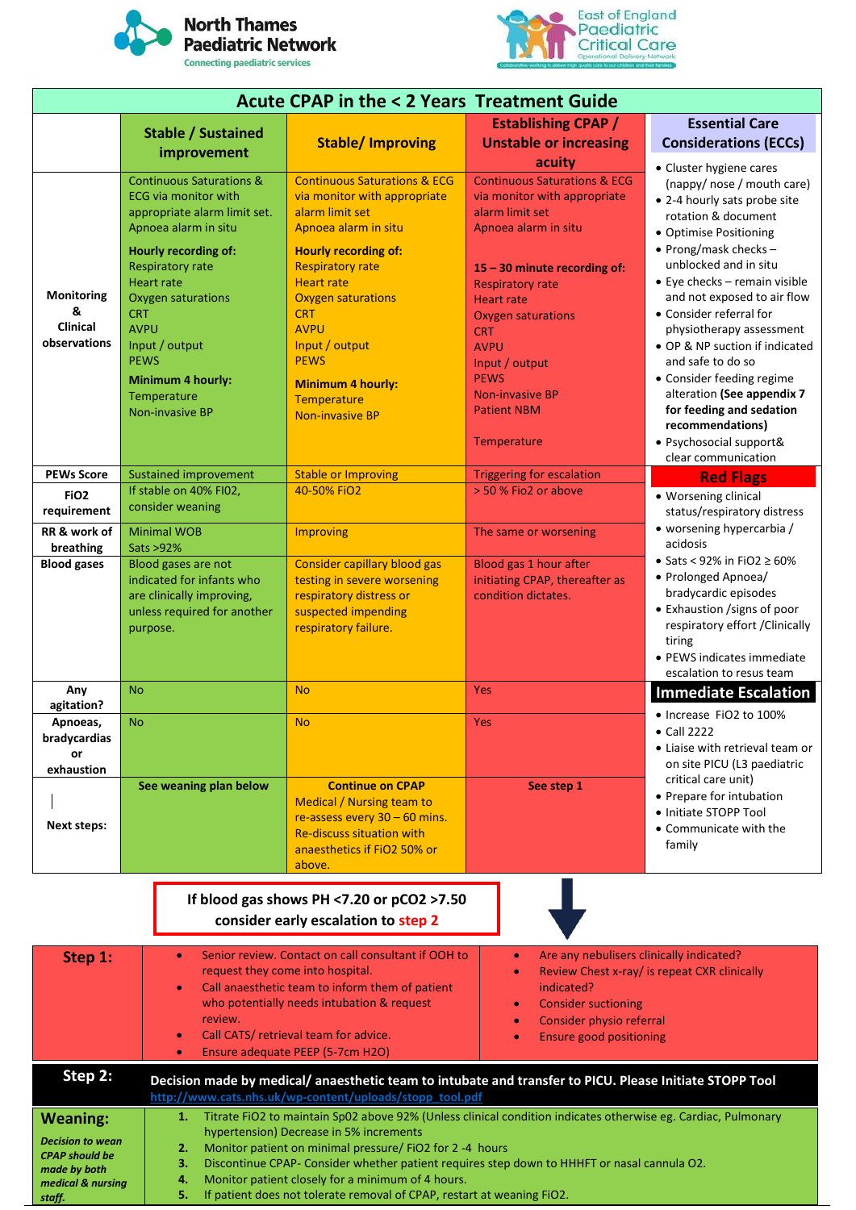North Thames Paediatric Network
Connecting paediatric services

East of England Paediatric Critical Care Operational Delivery Network

# Acute CPAP in the < 2 Years Treatment Guide

| | Stable / Sustained improvement | Stable/ Improving | Establishing CPAP / Unstable or increasing acuity |
|---|---|---|---|
| **Monitoring & Clinical observations** | Continuous Saturations & ECG via monitor with appropriate alarm limit set. Apnoea alarm in situ<br><br>**Hourly recording of:**<br>Respiratory rate<br>Heart rate<br>Oxygen saturations<br>CRT<br>AVPU<br>Input / output<br>PEWS<br><br>**Minimum 4 hourly:**<br>Temperature<br>Non-invasive BP | Continuous Saturations & ECG via monitor with appropriate alarm limit set<br>Apnoea alarm in situ<br><br>**Hourly recording of:**<br>Respiratory rate<br>Heart rate<br>Oxygen saturations<br>CRT<br>AVPU<br>Input / output<br>PEWS<br><br>**Minimum 4 hourly:**<br>Temperature<br>Non-invasive BP | Continuous Saturations & ECG via monitor with appropriate alarm limit set<br>Apnoea alarm in situ<br><br>**15 – 30 minute recording of:**<br>Respiratory rate<br>Heart rate<br>Oxygen saturations<br>CRT<br>AVPU<br>Input / output<br>PEWS<br>Non-invasive BP<br>Patient NBM<br><br>Temperature |
| **PEWs Score** | Sustained improvement | Stable or Improving | Triggering for escalation |
| **FiO2 requirement** | If stable on 40% FI02, consider weaning | 40-50% FiO2 | > 50 % Fio2 or above |
| **RR & work of breathing** | Minimal WOB<br>Sats >92% | Improving | The same or worsening |
| **Blood gases** | Blood gases are not indicated for infants who are clinically improving, unless required for another purpose. | Consider capillary blood gas testing in severe worsening respiratory distress or suspected impending respiratory failure. | Blood gas 1 hour after initiating CPAP, thereafter as condition dictates. |
| **Any agitation?** | No | No | Yes |
| **Apnoeas, bradycardias or exhaustion** | No | No | Yes |
| **Next steps:** | **See weaning plan below** | **Continue on CPAP**<br>Medical / Nursing team to re-assess every 30 – 60 mins.<br>Re-discuss situation with anaesthetics if FiO2 50% or above. | **See step 1** |

## Essential Care Considerations (ECCs)

- Cluster hygiene cares (nappy/ nose / mouth care)
- 2-4 hourly sats probe site rotation & document
- Optimise Positioning
- Prong/mask checks – unblocked and in situ
- Eye checks – remain visible and not exposed to air flow
- Consider referral for physiotherapy assessment
- OP & NP suction if indicated and safe to do so
- Consider feeding regime alteration **(See appendix 7 for feeding and sedation recommendations)**
- Psychosocial support& clear communication

## Red Flags

- Worsening clinical status/respiratory distress
- worsening hypercarbia / acidosis
- Sats < 92% in FiO2 ≥ 60%
- Prolonged Apnoea/ bradycardic episodes
- Exhaustion /signs of poor respiratory effort /Clinically tiring
- PEWS indicates immediate escalation to resus team

## Immediate Escalation

- Increase FiO2 to 100%
- Call 2222
- Liaise with retrieval team or on site PICU (L3 paediatric critical care unit)
- Prepare for intubation
- Initiate STOPP Tool
- Communicate with the family

**If blood gas shows PH <7.20 or pCO2 >7.50 consider early escalation to step 2**

**Step 1:**

- Senior review. Contact on call consultant if OOH to request they come into hospital.
- Call anaesthetic team to inform them of patient who potentially needs intubation & request review.
- Call CATS/ retrieval team for advice.
- Ensure adequate PEEP (5-7cm H2O)
- Are any nebulisers clinically indicated?
- Review Chest x-ray/ is repeat CXR clinically indicated?
- Consider suctioning
- Consider physio referral
- Ensure good positioning

**Step 2:** **Decision made by medical/ anaesthetic team to intubate and transfer to PICU. Please Initiate STOPP Tool**
http://www.cats.nhs.uk/wp-content/uploads/stopp_tool.pdf

**Weaning:**

*Decision to wean CPAP should be made by both medical & nursing staff.*

1. Titrate FiO2 to maintain Sp02 above 92% (Unless clinical condition indicates otherwise eg. Cardiac, Pulmonary hypertension) Decrease in 5% increments
2. Monitor patient on minimal pressure/ FiO2 for 2 -4 hours
3. Discontinue CPAP- Consider whether patient requires step down to HHHFT or nasal cannula O2.
4. Monitor patient closely for a minimum of 4 hours.
5. If patient does not tolerate removal of CPAP, restart at weaning FiO2.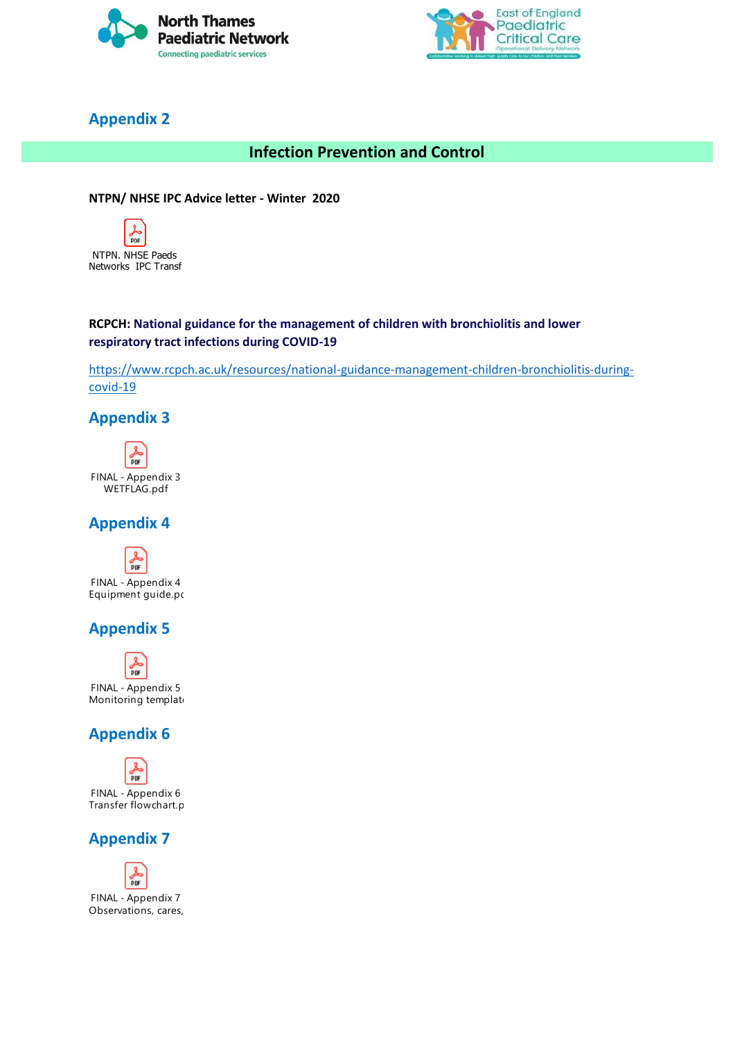## Appendix 2

## Infection Prevention and Control

**NTPN/ NHSE IPC Advice letter - Winter 2020**

NTPN. NHSE Paeds Networks IPC Transf

**RCPCH: National guidance for the management of children with bronchiolitis and lower respiratory tract infections during COVID-19**

https://www.rcpch.ac.uk/resources/national-guidance-management-children-bronchiolitis-during-covid-19

## Appendix 3

FINAL - Appendix 3 WETFLAG.pdf

## Appendix 4

FINAL - Appendix 4 Equipment guide.pc

## Appendix 5

FINAL - Appendix 5 Monitoring templat

## Appendix 6

FINAL - Appendix 6 Transfer flowchart.p

## Appendix 7

FINAL - Appendix 7 Observations, cares,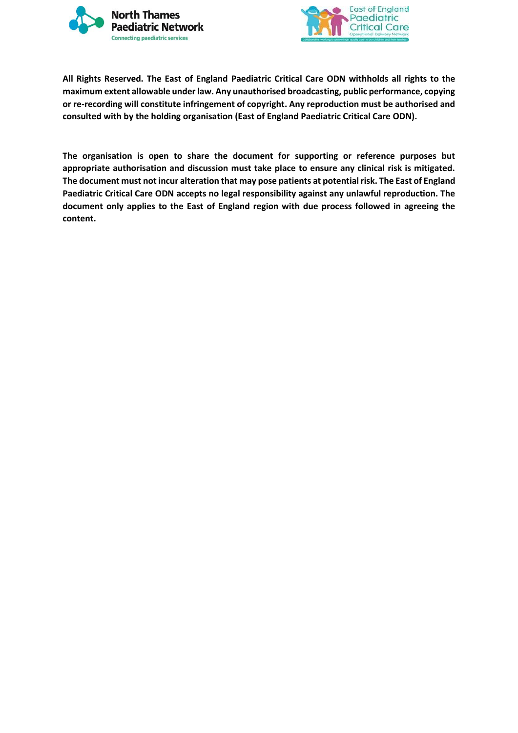**All Rights Reserved. The East of England Paediatric Critical Care ODN withholds all rights to the maximum extent allowable under law. Any unauthorised broadcasting, public performance, copying or re-recording will constitute infringement of copyright. Any reproduction must be authorised and consulted with by the holding organisation (East of England Paediatric Critical Care ODN).**

**The organisation is open to share the document for supporting or reference purposes but appropriate authorisation and discussion must take place to ensure any clinical risk is mitigated. The document must not incur alteration that may pose patients at potential risk. The East of England Paediatric Critical Care ODN accepts no legal responsibility against any unlawful reproduction. The document only applies to the East of England region with due process followed in agreeing the content.**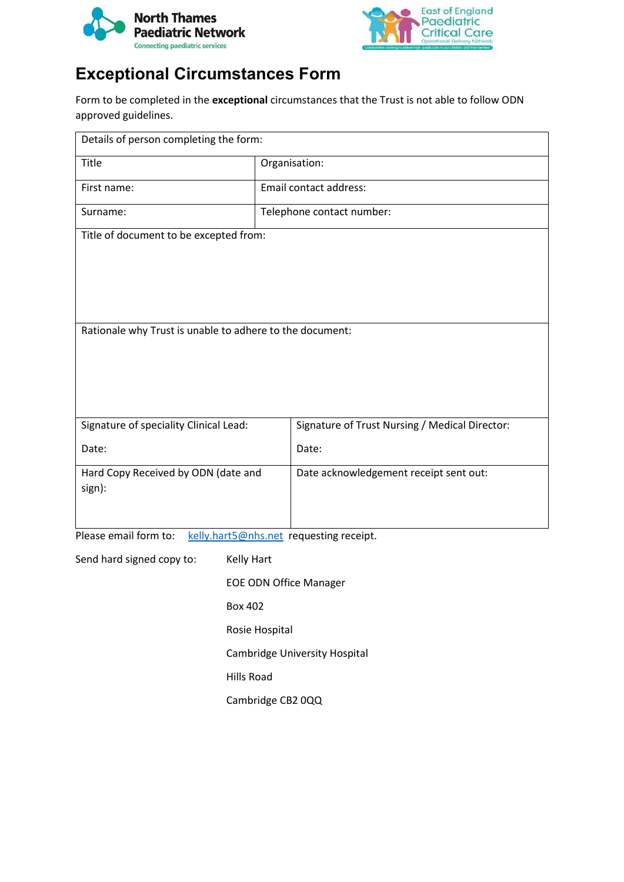North Thames Paediatric Network
Connecting paediatric services

East of England Paediatric Critical Care
Operational Delivery Network

# Exceptional Circumstances Form

Form to be completed in the **exceptional** circumstances that the Trust is not able to follow ODN approved guidelines.

| | |
|---|---|
| Details of person completing the form: | |
| Title | Organisation: |
| First name: | Email contact address: |
| Surname: | Telephone contact number: |
| Title of document to be excepted from: | |
| Rationale why Trust is unable to adhere to the document: | |
| Signature of speciality Clinical Lead:<br><br>Date: | Signature of Trust Nursing / Medical Director:<br><br>Date: |
| Hard Copy Received by ODN (date and sign): | Date acknowledgement receipt sent out: |

Please email form to: kelly.hart5@nhs.net requesting receipt.

Send hard signed copy to:

Kelly Hart

EOE ODN Office Manager

Box 402

Rosie Hospital

Cambridge University Hospital

Hills Road

Cambridge CB2 0QQ